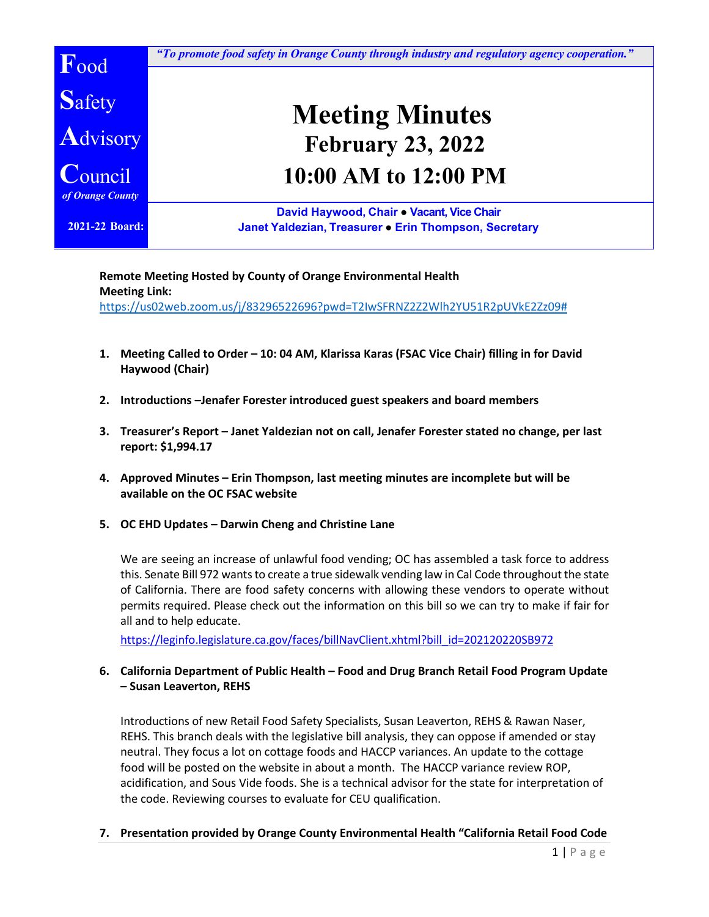**Food Safety Advisory Council** *of Orange County*

*"To promote food safety in Orange County through industry and regulatory agency cooperation."*

# Meeting Minutes

## February 23, 2022

## 10:00 AM to 12:00 PM

**2021-22 Board:**

**David Haywood, Chair ● Vacant, Vice Chair**
**Janet Yaldezian, Treasurer ● Erin Thompson, Secretary**

**Remote Meeting Hosted by County of Orange Environmental Health**
**Meeting Link:**
https://us02web.zoom.us/j/83296522696?pwd=T2IwSFRNZ2Z2Wlh2YU51R2pUVkE2Zz09#

1. **Meeting Called to Order – 10: 04 AM, Klarissa Karas (FSAC Vice Chair) filling in for David Haywood (Chair)**

2. **Introductions –Jenafer Forester introduced guest speakers and board members**

3. **Treasurer's Report – Janet Yaldezian not on call, Jenafer Forester stated no change, per last report: $1,994.17**

4. **Approved Minutes – Erin Thompson, last meeting minutes are incomplete but will be available on the OC FSAC website**

5. **OC EHD Updates – Darwin Cheng and Christine Lane**

   We are seeing an increase of unlawful food vending; OC has assembled a task force to address this. Senate Bill 972 wants to create a true sidewalk vending law in Cal Code throughout the state of California. There are food safety concerns with allowing these vendors to operate without permits required. Please check out the information on this bill so we can try to make if fair for all and to help educate.

   https://leginfo.legislature.ca.gov/faces/billNavClient.xhtml?bill_id=202120220SB972

6. **California Department of Public Health – Food and Drug Branch Retail Food Program Update – Susan Leaverton, REHS**

   Introductions of new Retail Food Safety Specialists, Susan Leaverton, REHS & Rawan Naser, REHS. This branch deals with the legislative bill analysis, they can oppose if amended or stay neutral. They focus a lot on cottage foods and HACCP variances. An update to the cottage food will be posted on the website in about a month. The HACCP variance review ROP, acidification, and Sous Vide foods. She is a technical advisor for the state for interpretation of the code. Reviewing courses to evaluate for CEU qualification.

7. **Presentation provided by Orange County Environmental Health "California Retail Food Code**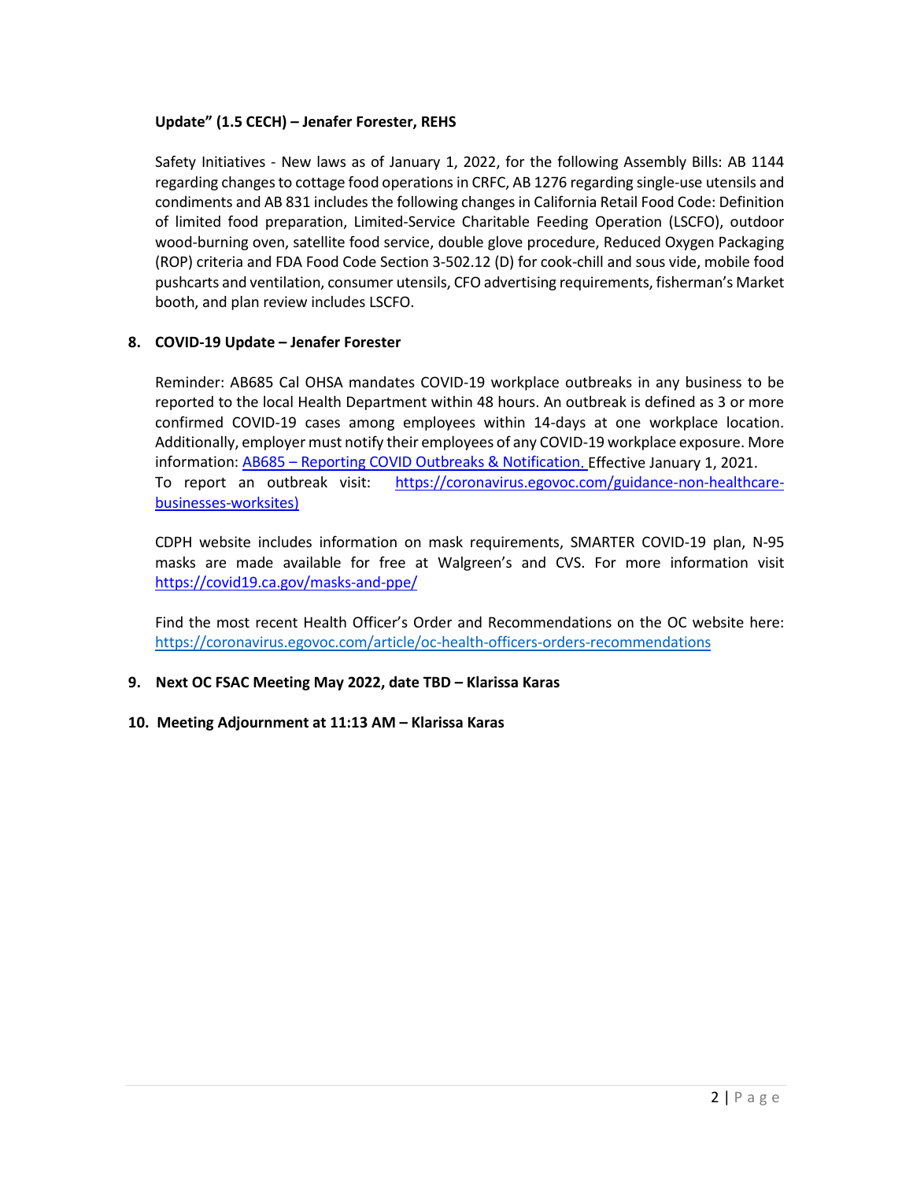**Update" (1.5 CECH) – Jenafer Forester, REHS**

Safety Initiatives - New laws as of January 1, 2022, for the following Assembly Bills: AB 1144 regarding changes to cottage food operations in CRFC, AB 1276 regarding single-use utensils and condiments and AB 831 includes the following changes in California Retail Food Code: Definition of limited food preparation, Limited-Service Charitable Feeding Operation (LSCFO), outdoor wood-burning oven, satellite food service, double glove procedure, Reduced Oxygen Packaging (ROP) criteria and FDA Food Code Section 3-502.12 (D) for cook-chill and sous vide, mobile food pushcarts and ventilation, consumer utensils, CFO advertising requirements, fisherman's Market booth, and plan review includes LSCFO.

8. **COVID-19 Update – Jenafer Forester**

   Reminder: AB685 Cal OHSA mandates COVID-19 workplace outbreaks in any business to be reported to the local Health Department within 48 hours. An outbreak is defined as 3 or more confirmed COVID-19 cases among employees within 14-days at one workplace location. Additionally, employer must notify their employees of any COVID-19 workplace exposure. More information: AB685 – Reporting COVID Outbreaks & Notification. Effective January 1, 2021.
   To report an outbreak visit: https://coronavirus.egovoc.com/guidance-non-healthcare-businesses-worksites)

   CDPH website includes information on mask requirements, SMARTER COVID-19 plan, N-95 masks are made available for free at Walgreen's and CVS. For more information visit https://covid19.ca.gov/masks-and-ppe/

   Find the most recent Health Officer's Order and Recommendations on the OC website here: https://coronavirus.egovoc.com/article/oc-health-officers-orders-recommendations

9. **Next OC FSAC Meeting May 2022, date TBD – Klarissa Karas**

10. **Meeting Adjournment at 11:13 AM – Klarissa Karas**